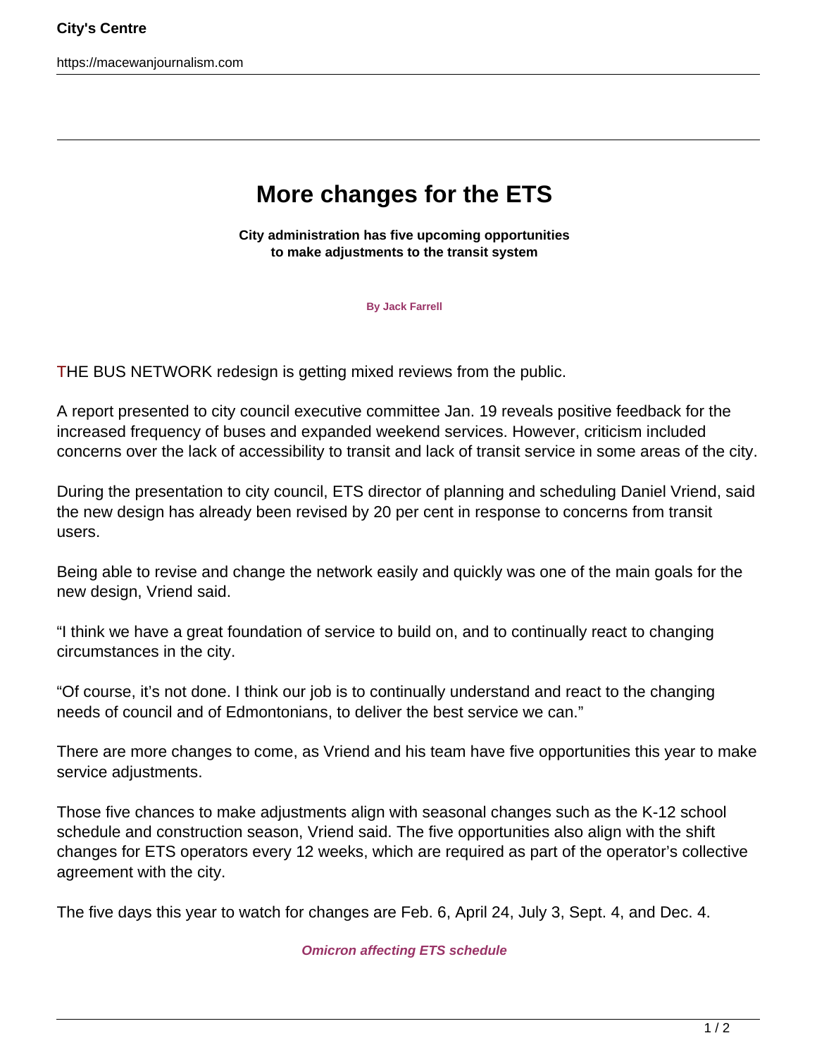# More changes for the ETS

**City administration has five upcoming opportunities to make adjustments to the transit system**

**By Jack Farrell**

THE BUS NETWORK redesign is getting mixed reviews from the public.

A report presented to city council executive committee Jan. 19 reveals positive feedback for the increased frequency of buses and expanded weekend services. However, criticism included concerns over the lack of accessibility to transit and lack of transit service in some areas of the city.

During the presentation to city council, ETS director of planning and scheduling Daniel Vriend, said the new design has already been revised by 20 per cent in response to concerns from transit users.

Being able to revise and change the network easily and quickly was one of the main goals for the new design, Vriend said.

“I think we have a great foundation of service to build on, and to continually react to changing circumstances in the city.

“Of course, it’s not done. I think our job is to continually understand and react to the changing needs of council and of Edmontonians, to deliver the best service we can.”

There are more changes to come, as Vriend and his team have five opportunities this year to make service adjustments.

Those five chances to make adjustments align with seasonal changes such as the K-12 school schedule and construction season, Vriend said. The five opportunities also align with the shift changes for ETS operators every 12 weeks, which are required as part of the operator’s collective agreement with the city.

The five days this year to watch for changes are Feb. 6, April 24, July 3, Sept. 4, and Dec. 4.

***Omicron affecting ETS schedule***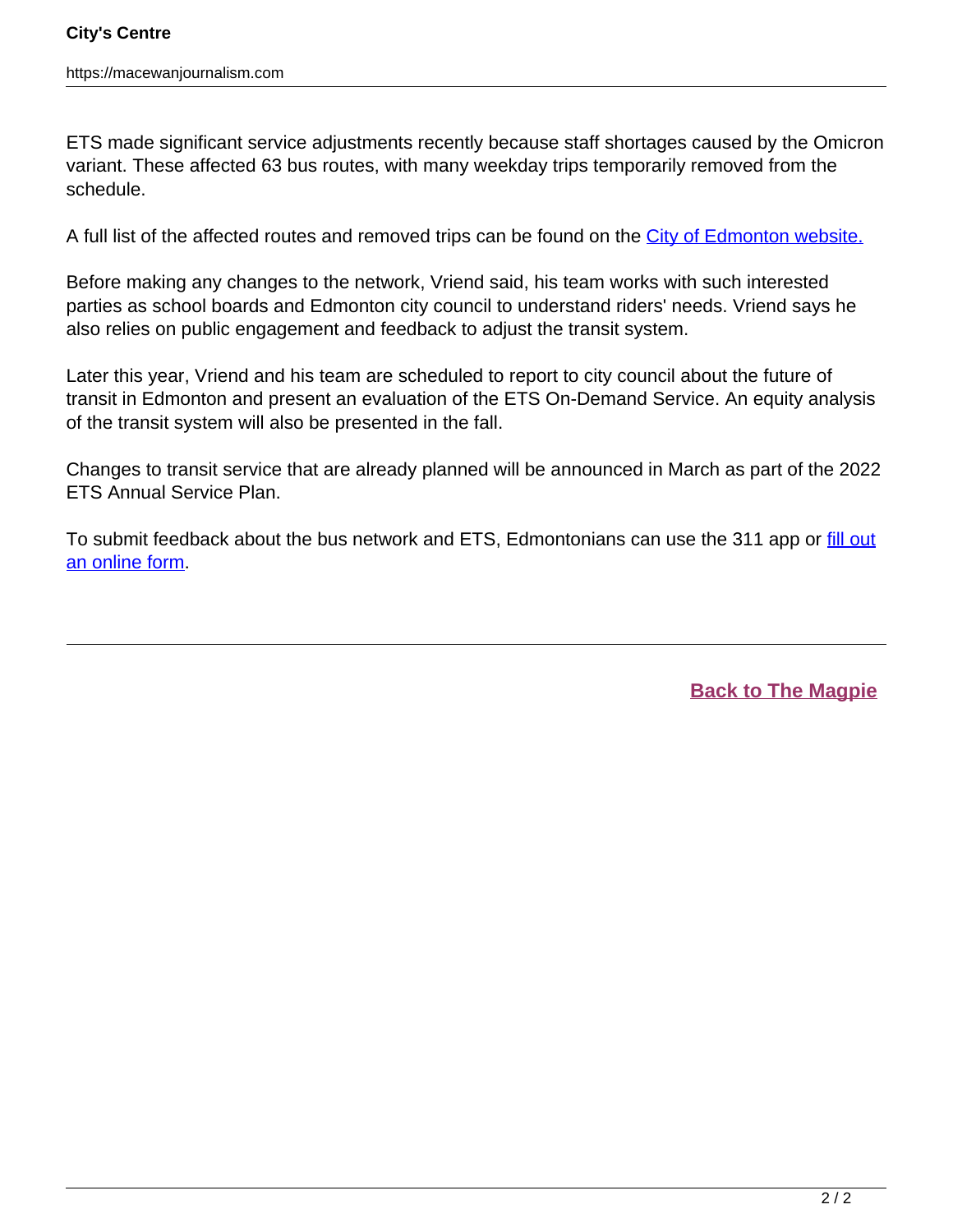ETS made significant service adjustments recently because staff shortages caused by the Omicron variant. These affected 63 bus routes, with many weekday trips temporarily removed from the schedule.

A full list of the affected routes and removed trips can be found on the City of Edmonton website.

Before making any changes to the network, Vriend said, his team works with such interested parties as school boards and Edmonton city council to understand riders' needs. Vriend says he also relies on public engagement and feedback to adjust the transit system.

Later this year, Vriend and his team are scheduled to report to city council about the future of transit in Edmonton and present an evaluation of the ETS On-Demand Service. An equity analysis of the transit system will also be presented in the fall.

Changes to transit service that are already planned will be announced in March as part of the 2022 ETS Annual Service Plan.

To submit feedback about the bus network and ETS, Edmontonians can use the 311 app or fill out an online form.

---

**Back to The Magpie**